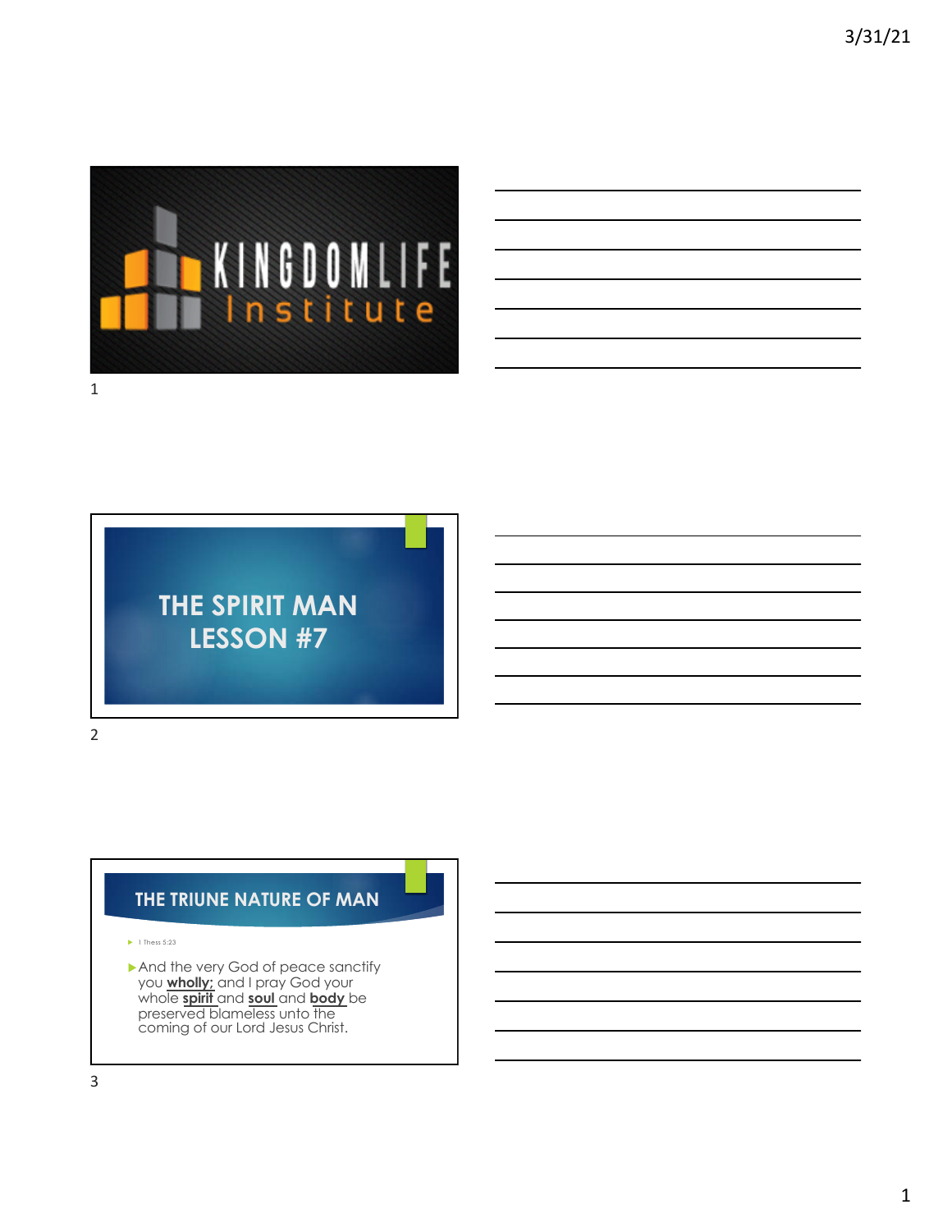KINGDOMLIFE Institute

# THE SPIRIT MAN
# LESSON #7

## THE TRIUNE NATURE OF MAN

- 1 Thess 5:23

- And the very God of peace sanctify you **wholly;** and I pray God your whole **spirit** and **soul** and **body** be preserved blameless unto the coming of our Lord Jesus Christ.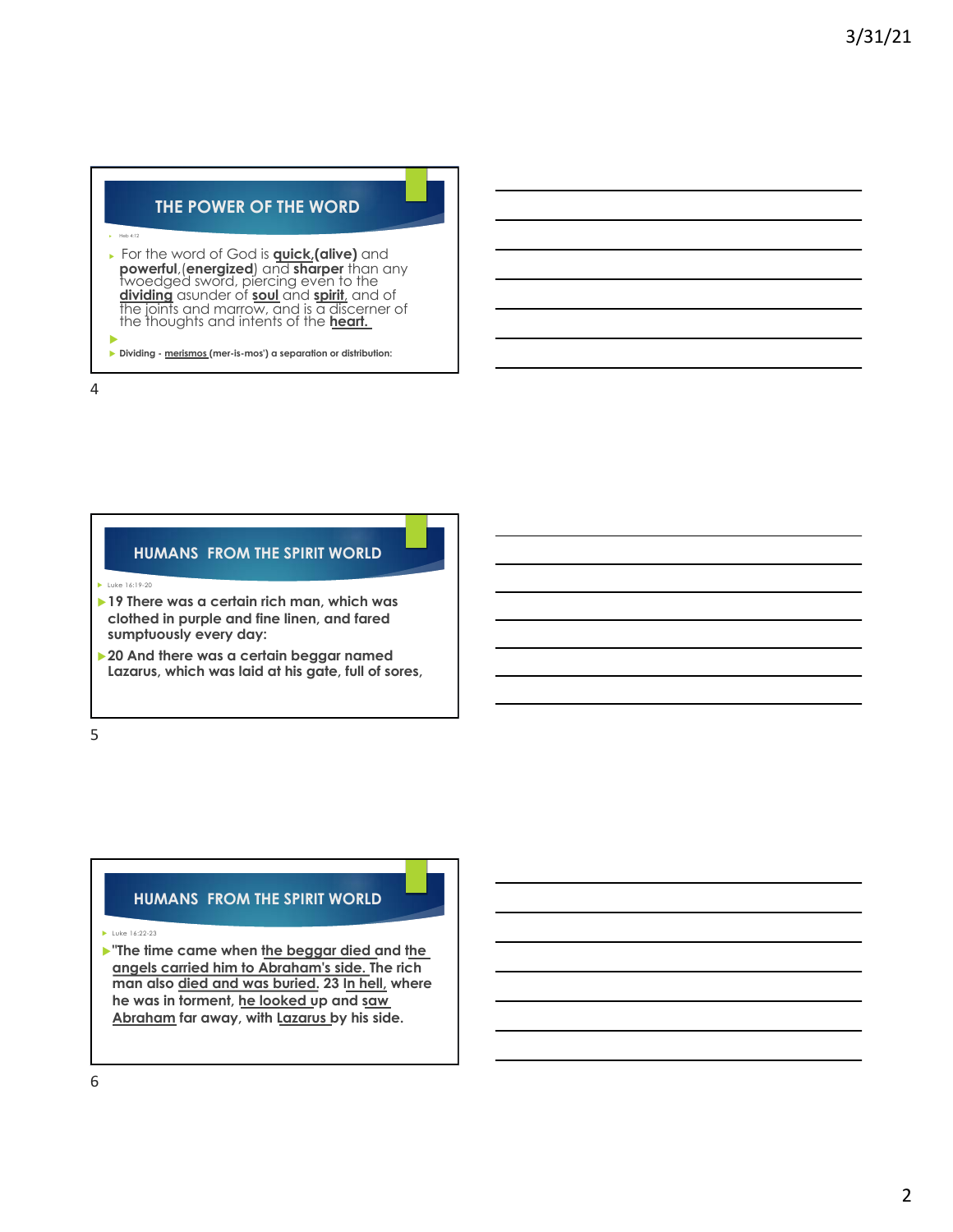## THE POWER OF THE WORD

Heb 4:12

- For the word of God is **quick,(alive)** and **powerful**,(**energized**) and **sharper** than any twoedged sword, piercing even to the **dividing** asunder of **soul** and **spirit**, and of the joints and marrow, and is a discerner of the thoughts and intents of the **heart.**
- **Dividing - merismos (mer-is-mos') a separation or distribution:**

## HUMANS FROM THE SPIRIT WORLD

Luke 16:19-20

- **19 There was a certain rich man, which was clothed in purple and fine linen, and fared sumptuously every day:**
- **20 And there was a certain beggar named Lazarus, which was laid at his gate, full of sores,**

## HUMANS FROM THE SPIRIT WORLD

Luke 16:22-23

- **"The time came when the beggar died and the angels carried him to Abraham's side. The rich man also died and was buried. 23 In hell, where he was in torment, he looked up and saw Abraham far away, with Lazarus by his side.**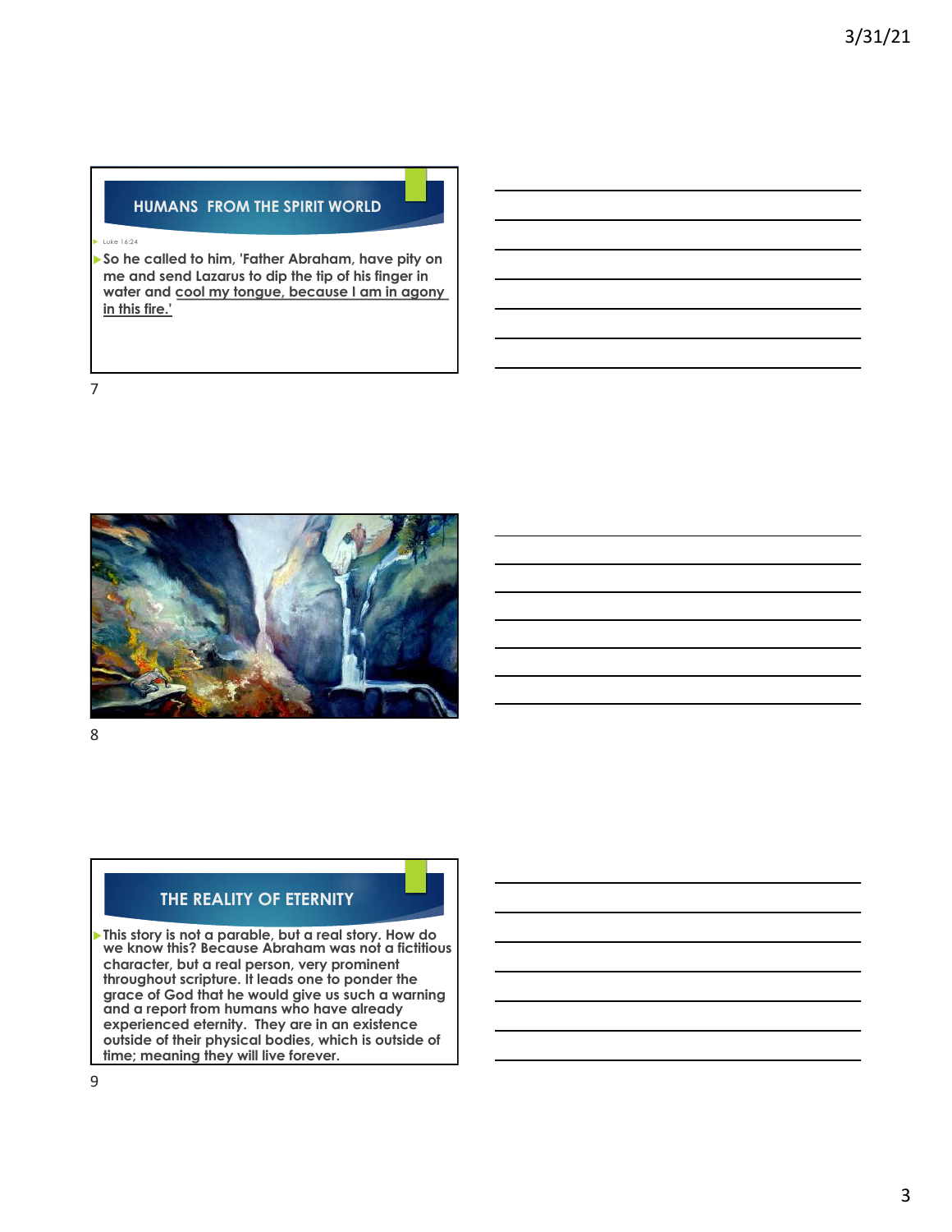## HUMANS FROM THE SPIRIT WORLD

- Luke 16:24
- So he called to him, 'Father Abraham, have pity on me and send Lazarus to dip the tip of his finger in water and cool my tongue, because I am in agony in this fire.'

## THE REALITY OF ETERNITY

- This story is not a parable, but a real story. How do we know this? Because Abraham was not a fictitious character, but a real person, very prominent throughout scripture. It leads one to ponder the grace of God that he would give us such a warning and a report from humans who have already experienced eternity. They are in an existence outside of their physical bodies, which is outside of time; meaning they will live forever.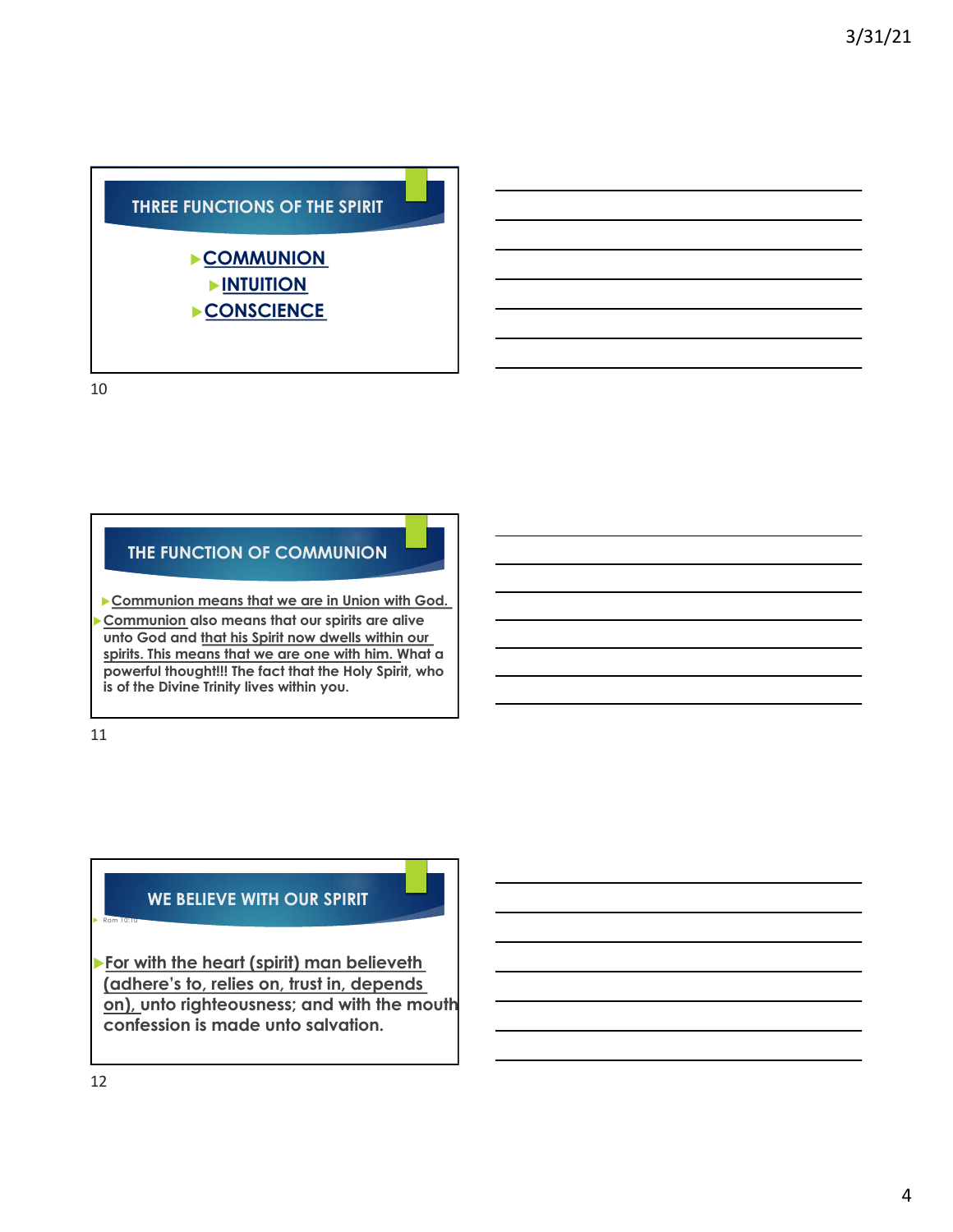## THREE FUNCTIONS OF THE SPIRIT

- COMMUNION
- INTUITION
- CONSCIENCE

## THE FUNCTION OF COMMUNION

- Communion means that we are in Union with God.
- Communion also means that our spirits are alive unto God and that his Spirit now dwells within our spirits. This means that we are one with him. What a powerful thought!!! The fact that the Holy Spirit, who is of the Divine Trinity lives within you.

## WE BELIEVE WITH OUR SPIRIT

- Rom 10:10

- For with the heart (spirit) man believeth (adhere's to, relies on, trust in, depends on), unto righteousness; and with the mouth confession is made unto salvation.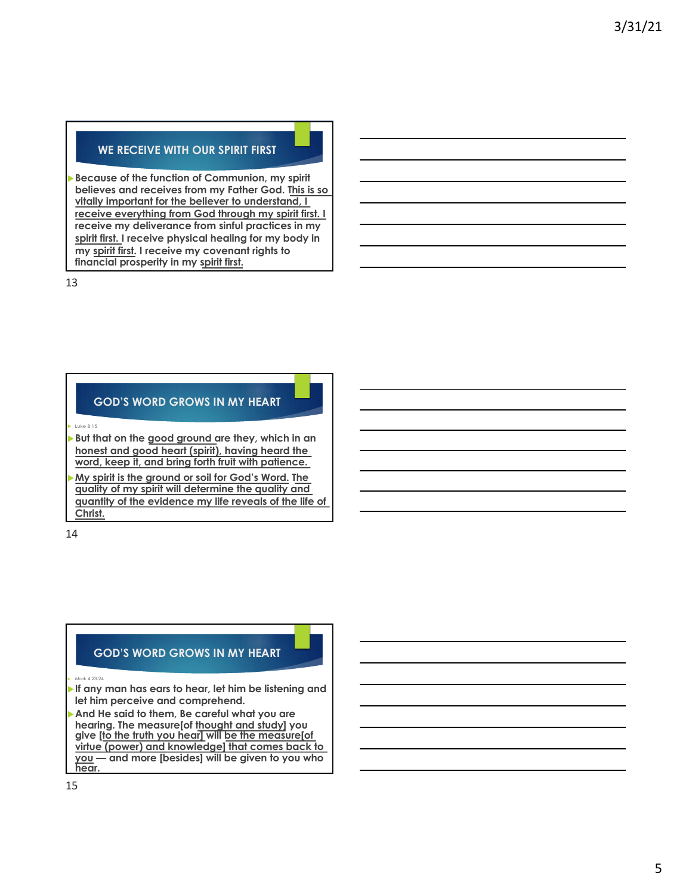## WE RECEIVE WITH OUR SPIRIT FIRST

- Because of the function of Communion, my spirit believes and receives from my Father God. This is so vitally important for the believer to understand, I receive everything from God through my spirit first. I receive my deliverance from sinful practices in my spirit first. I receive physical healing for my body in my spirit first. I receive my covenant rights to financial prosperity in my spirit first.

## GOD'S WORD GROWS IN MY HEART

- Luke 8:15
- But that on the good ground are they, which in an honest and good heart (spirit), having heard the word, keep it, and bring forth fruit with patience.
- My spirit is the ground or soil for God's Word. The quality of my spirit will determine the quality and quantity of the evidence my life reveals of the life of Christ.

## GOD'S WORD GROWS IN MY HEART

- Mark 4:23-24
- If any man has ears to hear, let him be listening and let him perceive and comprehend.
- And He said to them, Be careful what you are hearing. The measure[of thought and study] you give [to the truth you hear] will be the measure[of virtue (power) and knowledge] that comes back to you — and more [besides] will be given to you who hear.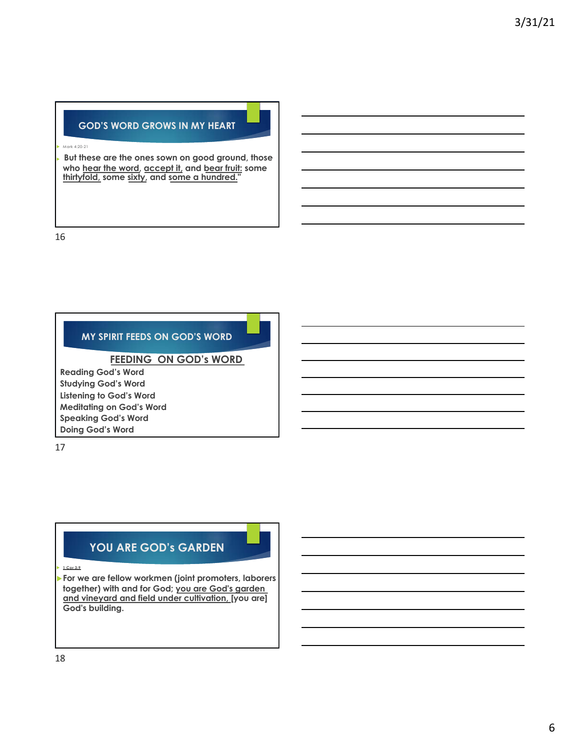## GOD'S WORD GROWS IN MY HEART

- Mark 4:20-21
- But these are the ones sown on good ground, those who hear the word, accept it, and bear fruit: some thirtyfold, some sixty, and some a hundred."

## MY SPIRIT FEEDS ON GOD'S WORD

**FEEDING ON GOD's WORD**

Reading God's Word
Studying God's Word
Listening to God's Word
Meditating on God's Word
Speaking God's Word
Doing God's Word

## YOU ARE GOD's GARDEN

- 1 Cor 3:9
- For we are fellow workmen (joint promoters, laborers together) with and for God; you are God's garden and vineyard and field under cultivation, [you are] God's building.